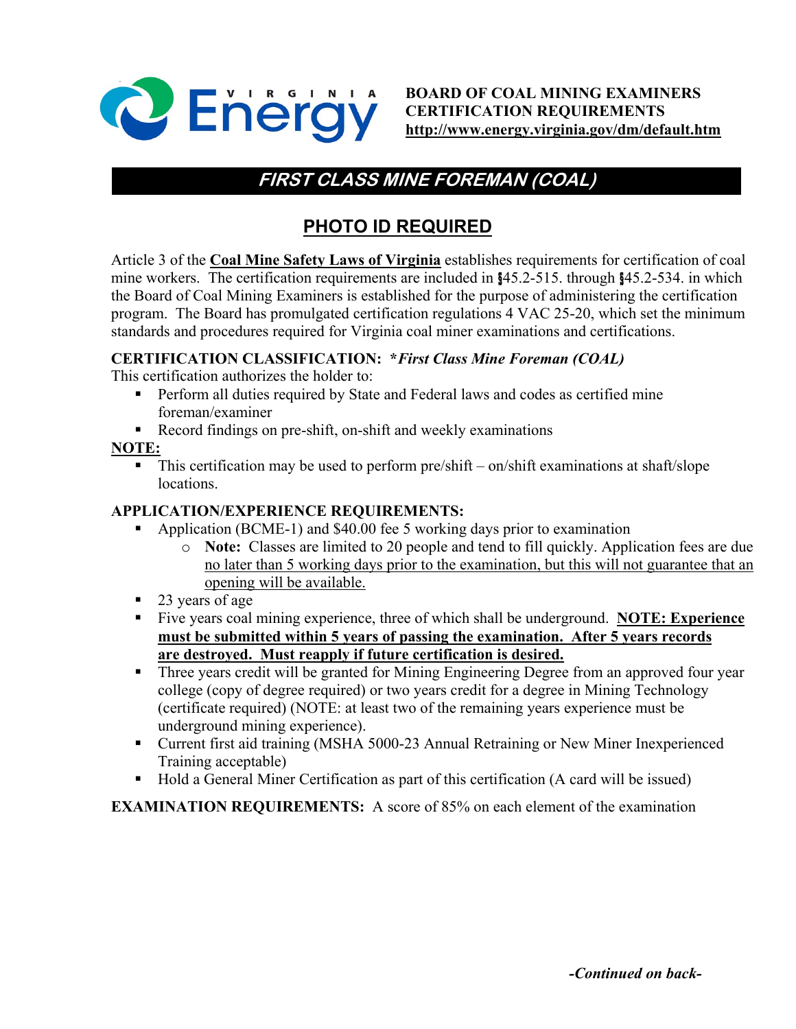**BOARD OF COAL MINING EXAMINERS**
**CERTIFICATION REQUIREMENTS**
**http://www.energy.virginia.gov/dm/default.htm**

# *FIRST CLASS MINE FOREMAN (COAL)*

## PHOTO ID REQUIRED

Article 3 of the **Coal Mine Safety Laws of Virginia** establishes requirements for certification of coal mine workers. The certification requirements are included in §45.2-515. through §45.2-534. in which the Board of Coal Mining Examiners is established for the purpose of administering the certification program. The Board has promulgated certification regulations 4 VAC 25-20, which set the minimum standards and procedures required for Virginia coal miner examinations and certifications.

**CERTIFICATION CLASSIFICATION:** ***First Class Mine Foreman (COAL)***
This certification authorizes the holder to:

- Perform all duties required by State and Federal laws and codes as certified mine foreman/examiner
- Record findings on pre-shift, on-shift and weekly examinations

**NOTE:**

- This certification may be used to perform pre/shift – on/shift examinations at shaft/slope locations.

**APPLICATION/EXPERIENCE REQUIREMENTS:**

- Application (BCME-1) and $40.00 fee 5 working days prior to examination
  - **Note:** Classes are limited to 20 people and tend to fill quickly. Application fees are due no later than 5 working days prior to the examination, but this will not guarantee that an opening will be available.
- 23 years of age
- Five years coal mining experience, three of which shall be underground. **NOTE: Experience must be submitted within 5 years of passing the examination. After 5 years records are destroyed. Must reapply if future certification is desired.**
- Three years credit will be granted for Mining Engineering Degree from an approved four year college (copy of degree required) or two years credit for a degree in Mining Technology (certificate required) (NOTE: at least two of the remaining years experience must be underground mining experience).
- Current first aid training (MSHA 5000-23 Annual Retraining or New Miner Inexperienced Training acceptable)
- Hold a General Miner Certification as part of this certification (A card will be issued)

**EXAMINATION REQUIREMENTS:** A score of 85% on each element of the examination

***-Continued on back-***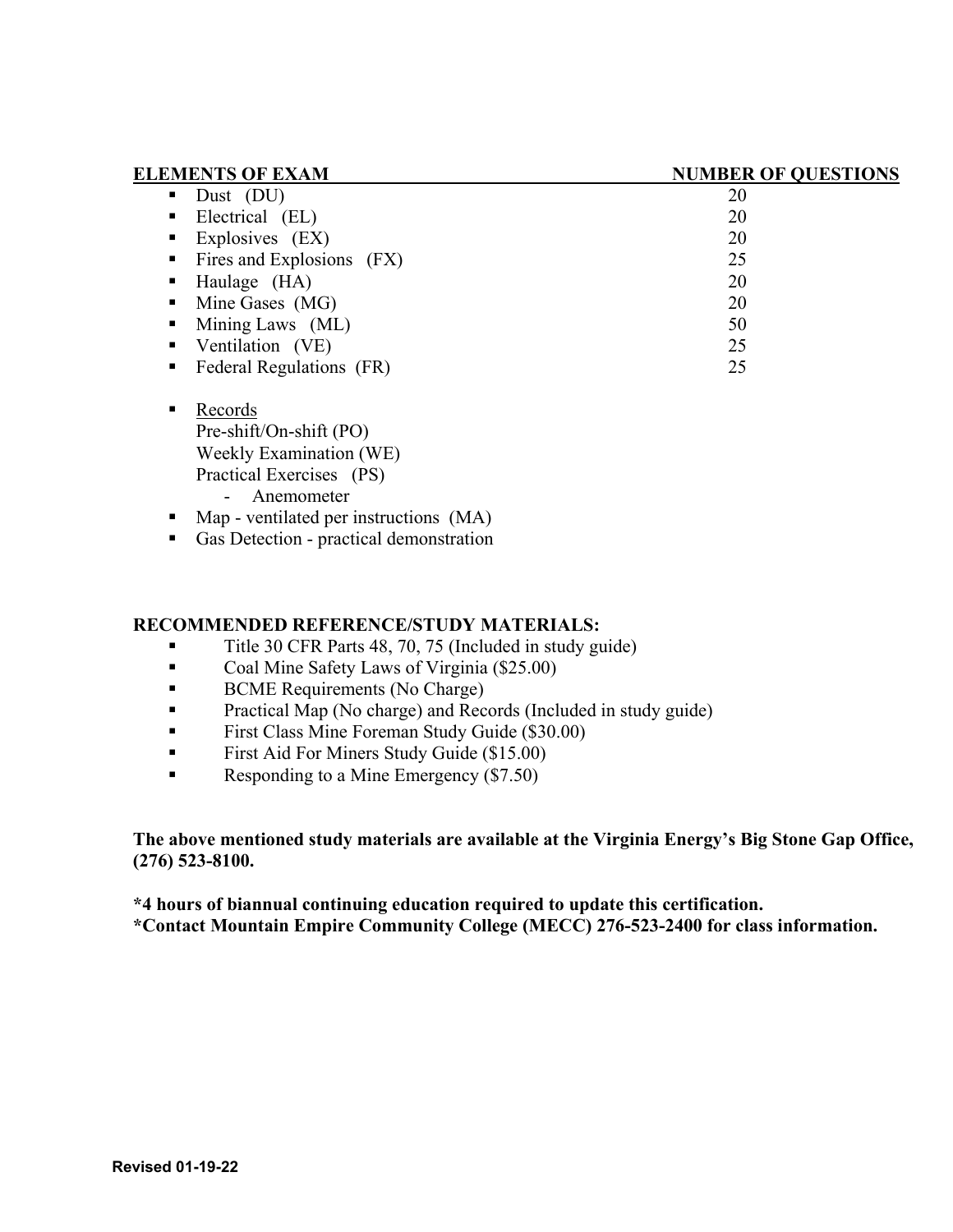| ELEMENTS OF EXAM | NUMBER OF QUESTIONS |
|---|---|
| Dust (DU) | 20 |
| Electrical (EL) | 20 |
| Explosives (EX) | 20 |
| Fires and Explosions (FX) | 25 |
| Haulage (HA) | 20 |
| Mine Gases (MG) | 20 |
| Mining Laws (ML) | 50 |
| Ventilation (VE) | 25 |
| Federal Regulations (FR) | 25 |

- Records
  Pre-shift/On-shift (PO)
  Weekly Examination (WE)
  Practical Exercises (PS)
    - Anemometer
- Map - ventilated per instructions (MA)
- Gas Detection - practical demonstration

**RECOMMENDED REFERENCE/STUDY MATERIALS:**

- Title 30 CFR Parts 48, 70, 75 (Included in study guide)
- Coal Mine Safety Laws of Virginia ($25.00)
- BCME Requirements (No Charge)
- Practical Map (No charge) and Records (Included in study guide)
- First Class Mine Foreman Study Guide ($30.00)
- First Aid For Miners Study Guide ($15.00)
- Responding to a Mine Emergency ($7.50)

**The above mentioned study materials are available at the Virginia Energy's Big Stone Gap Office, (276) 523-8100.**

***4 hours of biannual continuing education required to update this certification.**
***Contact Mountain Empire Community College (MECC) 276-523-2400 for class information.**

**Revised 01-19-22**